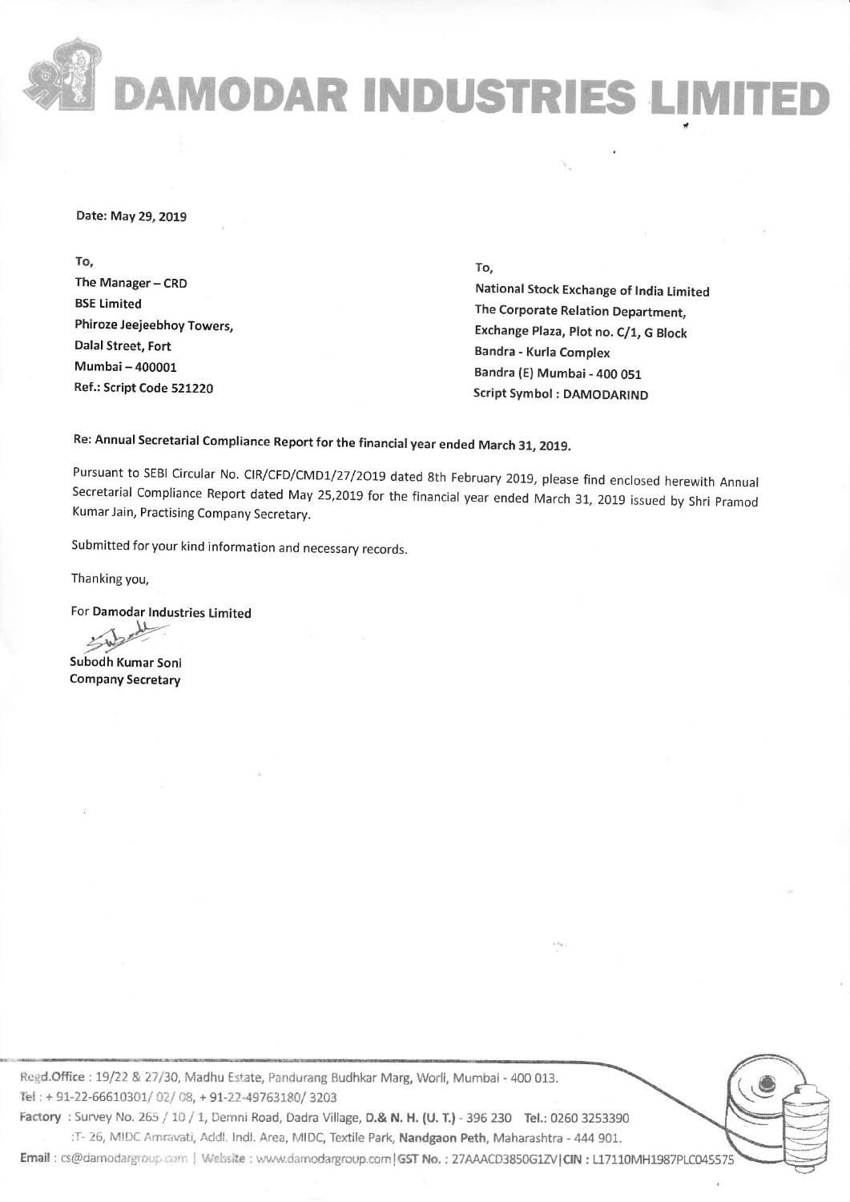# DAMODAR INDUSTRIES LIMITED

Date: May 29, 2019

To,
The Manager – CRD
BSE Limited
Phiroze Jeejeebhoy Towers,
Dalal Street, Fort
Mumbai – 400001
Ref.: Script Code 521220

To,
National Stock Exchange of India Limited
The Corporate Relation Department,
Exchange Plaza, Plot no. C/1, G Block
Bandra - Kurla Complex
Bandra (E) Mumbai - 400 051
Script Symbol : DAMODARIND

**Re: Annual Secretarial Compliance Report for the financial year ended March 31, 2019.**

Pursuant to SEBI Circular No. CIR/CFD/CMD1/27/2019 dated 8th February 2019, please find enclosed herewith Annual Secretarial Compliance Report dated May 25,2019 for the financial year ended March 31, 2019 issued by Shri Pramod Kumar Jain, Practising Company Secretary.

Submitted for your kind information and necessary records.

Thanking you,

For **Damodar Industries Limited**

**Subodh Kumar Soni**
**Company Secretary**

Regd.Office : 19/22 & 27/30, Madhu Estate, Pandurang Budhkar Marg, Worli, Mumbai - 400 013.
Tel : + 91-22-66610301/ 02/ 08, + 91-22-49763180/ 3203
Factory : Survey No. 265 / 10 / 1, Demni Road, Dadra Village, D.& N. H. (U. T.) - 396 230 Tel.: 0260 3253390
:T- 26, MIDC Amravati, Addl. Indl. Area, MIDC, Textile Park, Nandgaon Peth, Maharashtra - 444 901.
Email : cs@damodargroup.com | Website : www.damodargroup.com | GST No. : 27AAACD3850G1ZV | CIN : L17110MH1987PLC045575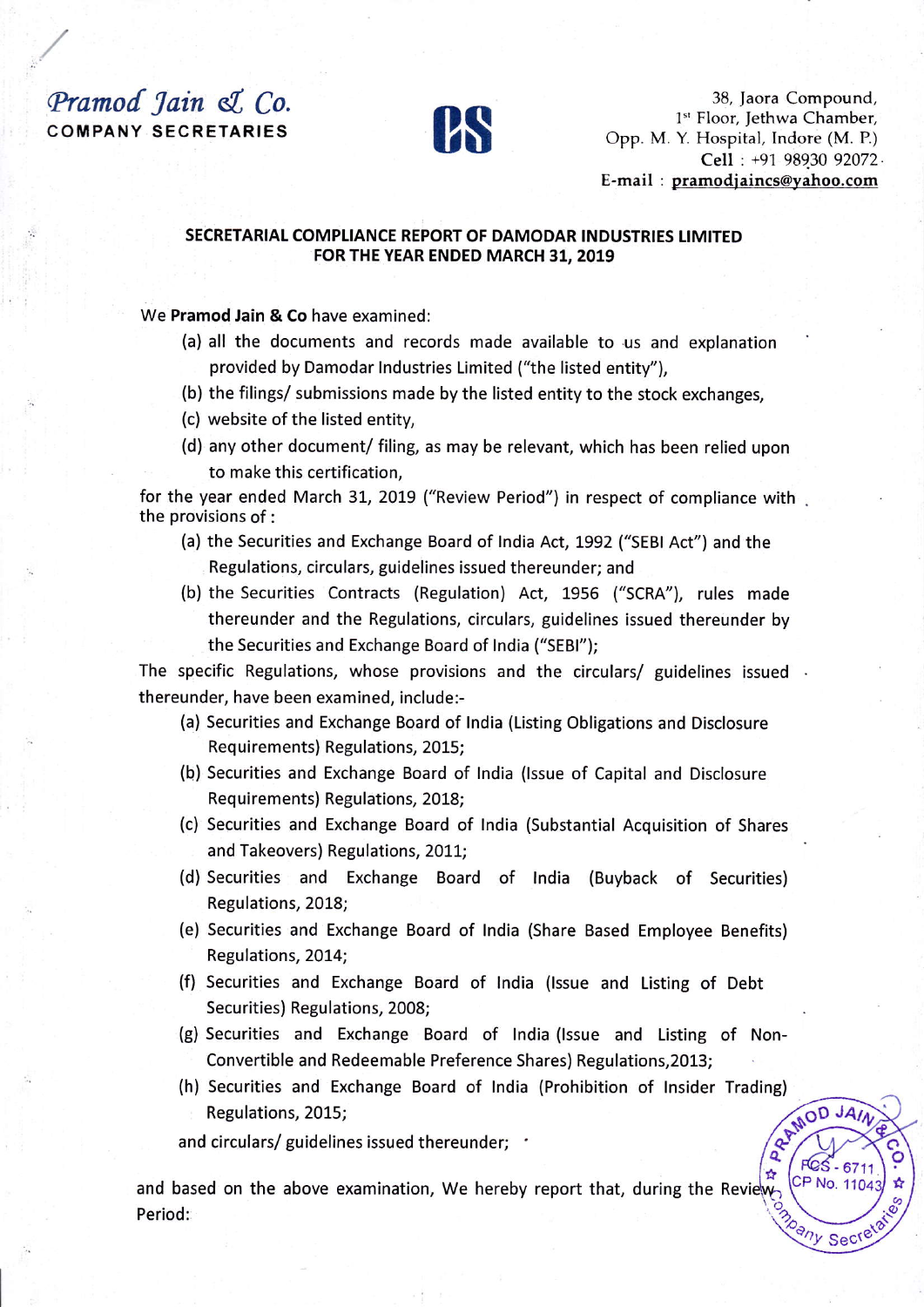*Pramod Jain & Co.*
**COMPANY SECRETARIES**

38, Jaora Compound,
1st Floor, Jethwa Chamber,
Opp. M. Y. Hospital, Indore (M. P.)
Cell : +91 98930 92072
E-mail : pramodjaincs@yahoo.com

**SECRETARIAL COMPLIANCE REPORT OF DAMODAR INDUSTRIES LIMITED FOR THE YEAR ENDED MARCH 31, 2019**

We **Pramod Jain & Co** have examined:

(a) all the documents and records made available to us and explanation provided by Damodar Industries Limited ("the listed entity"),

(b) the filings/ submissions made by the listed entity to the stock exchanges,

(c) website of the listed entity,

(d) any other document/ filing, as may be relevant, which has been relied upon to make this certification,

for the year ended March 31, 2019 ("Review Period") in respect of compliance with the provisions of :

(a) the Securities and Exchange Board of India Act, 1992 ("SEBI Act") and the Regulations, circulars, guidelines issued thereunder; and

(b) the Securities Contracts (Regulation) Act, 1956 ("SCRA"), rules made thereunder and the Regulations, circulars, guidelines issued thereunder by the Securities and Exchange Board of India ("SEBI");

The specific Regulations, whose provisions and the circulars/ guidelines issued thereunder, have been examined, include:-

(a) Securities and Exchange Board of India (Listing Obligations and Disclosure Requirements) Regulations, 2015;

(b) Securities and Exchange Board of India (Issue of Capital and Disclosure Requirements) Regulations, 2018;

(c) Securities and Exchange Board of India (Substantial Acquisition of Shares and Takeovers) Regulations, 2011;

(d) Securities and Exchange Board of India (Buyback of Securities) Regulations, 2018;

(e) Securities and Exchange Board of India (Share Based Employee Benefits) Regulations, 2014;

(f) Securities and Exchange Board of India (Issue and Listing of Debt Securities) Regulations, 2008;

(g) Securities and Exchange Board of India (Issue and Listing of Non-Convertible and Redeemable Preference Shares) Regulations,2013;

(h) Securities and Exchange Board of India (Prohibition of Insider Trading) Regulations, 2015;

and circulars/ guidelines issued thereunder;

and based on the above examination, We hereby report that, during the Review Period: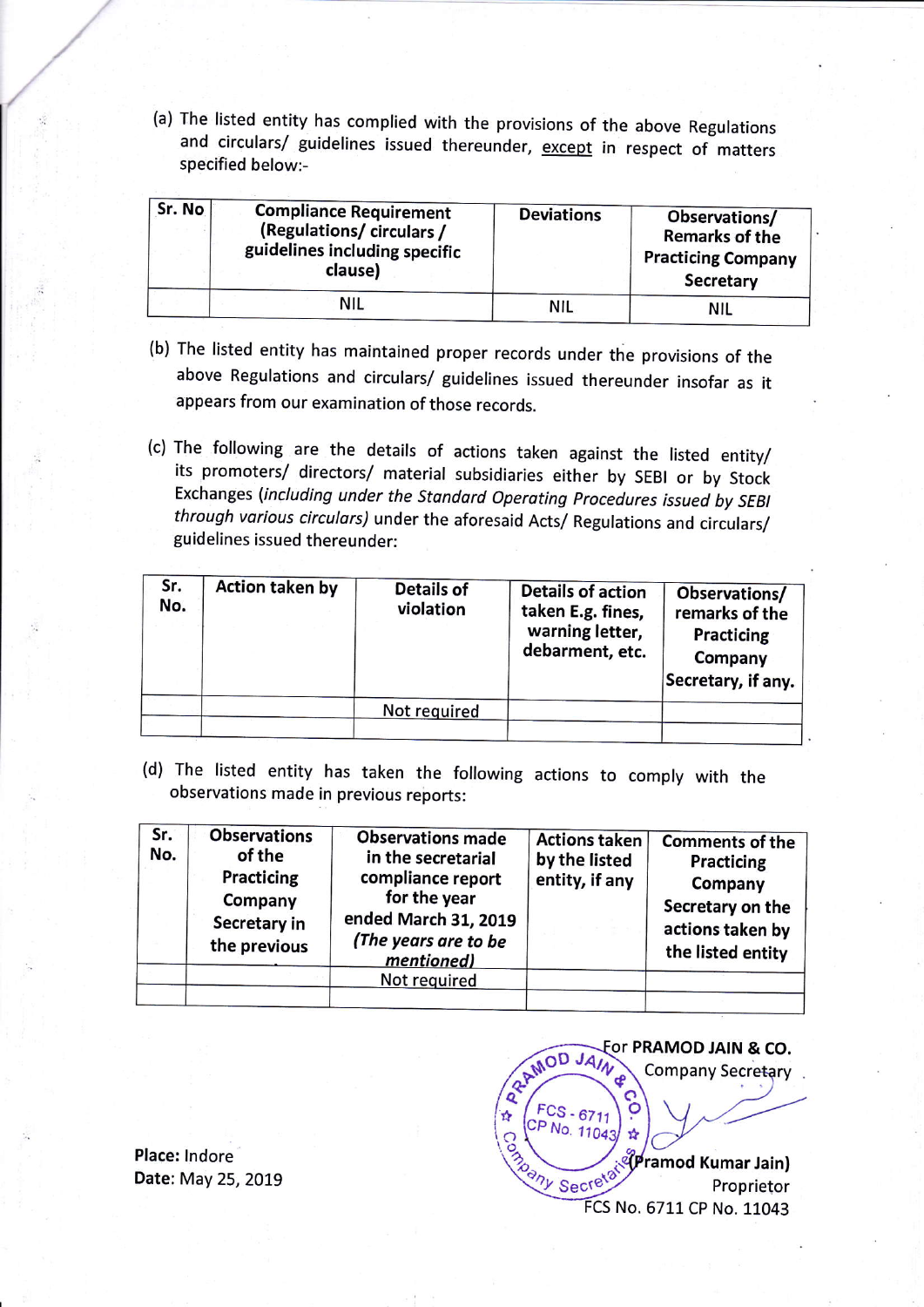(a) The listed entity has complied with the provisions of the above Regulations and circulars/ guidelines issued thereunder, except in respect of matters specified below:-

| Sr. No | Compliance Requirement (Regulations/ circulars / guidelines including specific clause) | Deviations | Observations/ Remarks of the Practicing Company Secretary |
|---|---|---|---|
| | NIL | NIL | NIL |

(b) The listed entity has maintained proper records under the provisions of the above Regulations and circulars/ guidelines issued thereunder insofar as it appears from our examination of those records.

(c) The following are the details of actions taken against the listed entity/ its promoters/ directors/ material subsidiaries either by SEBI or by Stock Exchanges (*including under the Standard Operating Procedures issued by SEBI through various circulars*) under the aforesaid Acts/ Regulations and circulars/ guidelines issued thereunder:

| Sr. No. | Action taken by | Details of violation | Details of action taken E.g. fines, warning letter, debarment, etc. | Observations/ remarks of the Practicing Company Secretary, if any. |
|---|---|---|---|---|
| | | Not required | | |
| | | | | |

(d) The listed entity has taken the following actions to comply with the observations made in previous reports:

| Sr. No. | Observations of the Practicing Company Secretary in the previous | Observations made in the secretarial compliance report for the year ended March 31, 2019 *(The years are to be mentioned)* | Actions taken by the listed entity, if any | Comments of the Practicing Company Secretary on the actions taken by the listed entity |
|---|---|---|---|---|
| | | Not required | | |
| | | | | |

For **PRAMOD JAIN & CO.**
Company Secretary

**(Pramod Kumar Jain)**
Proprietor
FCS No. 6711 CP No. 11043

**Place:** Indore
**Date:** May 25, 2019